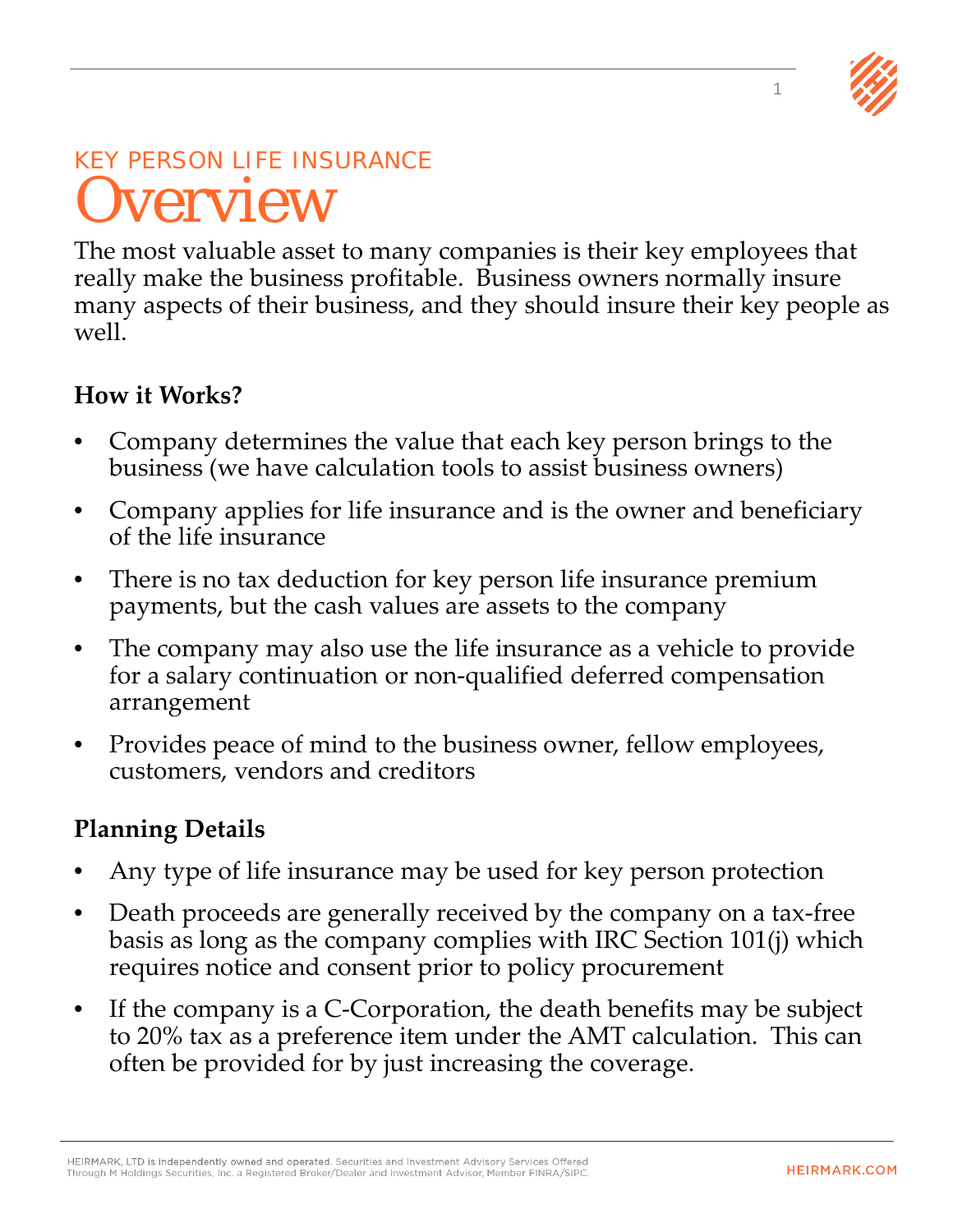KEY PERSON LIFE INSURANCE

# Overview

The most valuable asset to many companies is their key employees that really make the business profitable. Business owners normally insure many aspects of their business, and they should insure their key people as well.

### How it Works?

- Company determines the value that each key person brings to the business (we have calculation tools to assist business owners)
- Company applies for life insurance and is the owner and beneficiary of the life insurance
- There is no tax deduction for key person life insurance premium payments, but the cash values are assets to the company
- The company may also use the life insurance as a vehicle to provide for a salary continuation or non-qualified deferred compensation arrangement
- Provides peace of mind to the business owner, fellow employees, customers, vendors and creditors

### Planning Details

- Any type of life insurance may be used for key person protection
- Death proceeds are generally received by the company on a tax-free basis as long as the company complies with IRC Section 101(j) which requires notice and consent prior to policy procurement
- If the company is a C-Corporation, the death benefits may be subject to 20% tax as a preference item under the AMT calculation. This can often be provided for by just increasing the coverage.

HEIRMARK, LTD is independently owned and operated. Securities and Investment Advisory Services Offered Through M Holdings Securities, Inc. a Registered Broker/Dealer and Investment Advisor, Member FINRA/SIPC.

HEIRMARK.COM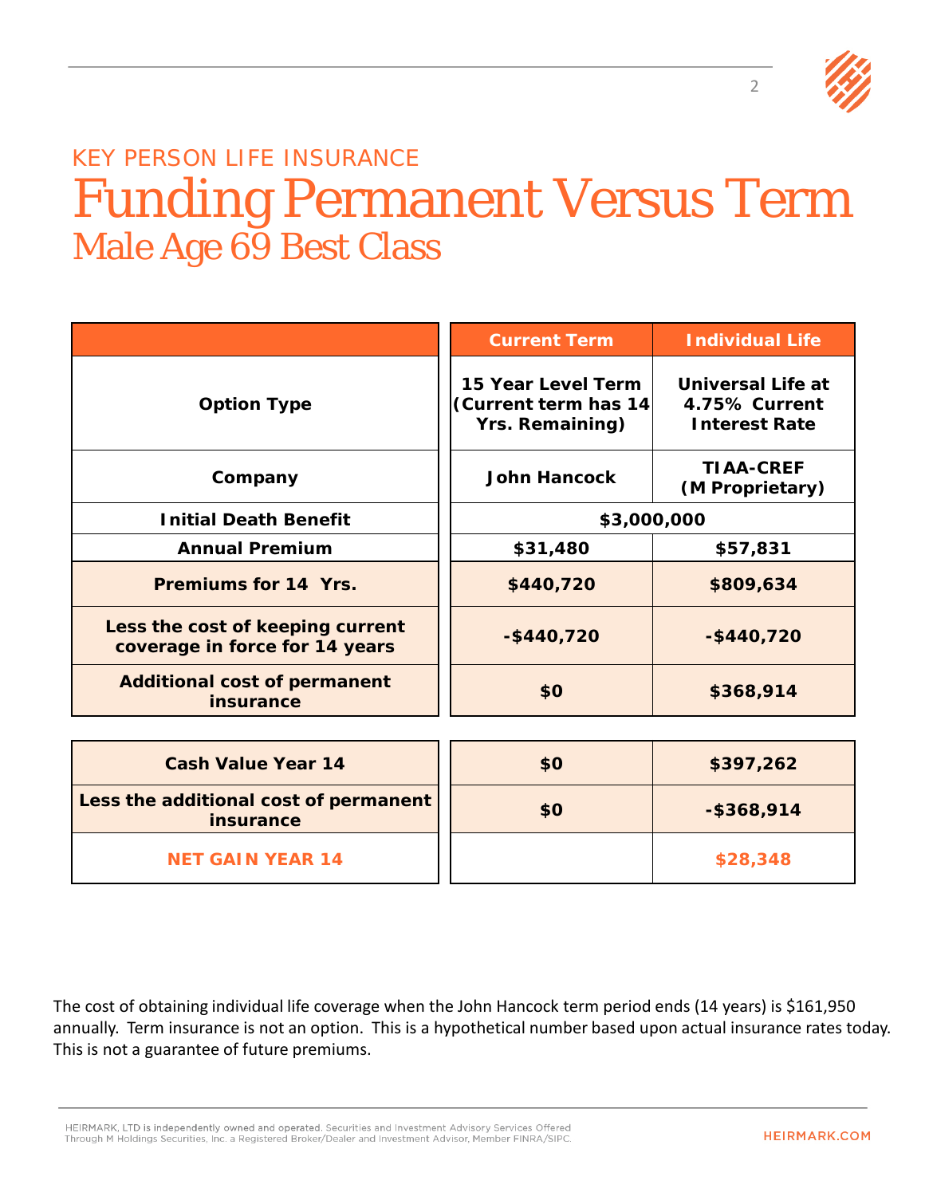KEY PERSON LIFE INSURANCE

# Funding Permanent Versus Term

## Male Age 69 Best Class

| | Current Term | Individual Life |
|---|---|---|
| **Option Type** | **15 Year Level Term (Current term has 14 Yrs. Remaining)** | **Universal Life at 4.75% Current Interest Rate** |
| **Company** | **John Hancock** | **TIAA-CREF (M Proprietary)** |
| **Initial Death Benefit** | **$3,000,000** | |
| **Annual Premium** | **$31,480** | **$57,831** |
| **Premiums for 14 Yrs.** | **$440,720** | **$809,634** |
| **Less the cost of keeping current coverage in force for 14 years** | **-$440,720** | **-$440,720** |
| **Additional cost of permanent insurance** | **$0** | **$368,914** |
| **Cash Value Year 14** | **$0** | **$397,262** |
| **Less the additional cost of permanent insurance** | **$0** | **-$368,914** |
| **NET GAIN YEAR 14** | | **$28,348** |

The cost of obtaining individual life coverage when the John Hancock term period ends (14 years) is $161,950 annually. Term insurance is not an option. This is a hypothetical number based upon actual insurance rates today. This is not a guarantee of future premiums.

HEIRMARK, LTD is independently owned and operated. Securities and Investment Advisory Services Offered Through M Holdings Securities, Inc. a Registered Broker/Dealer and Investment Advisor, Member FINRA/SIPC.

HEIRMARK.COM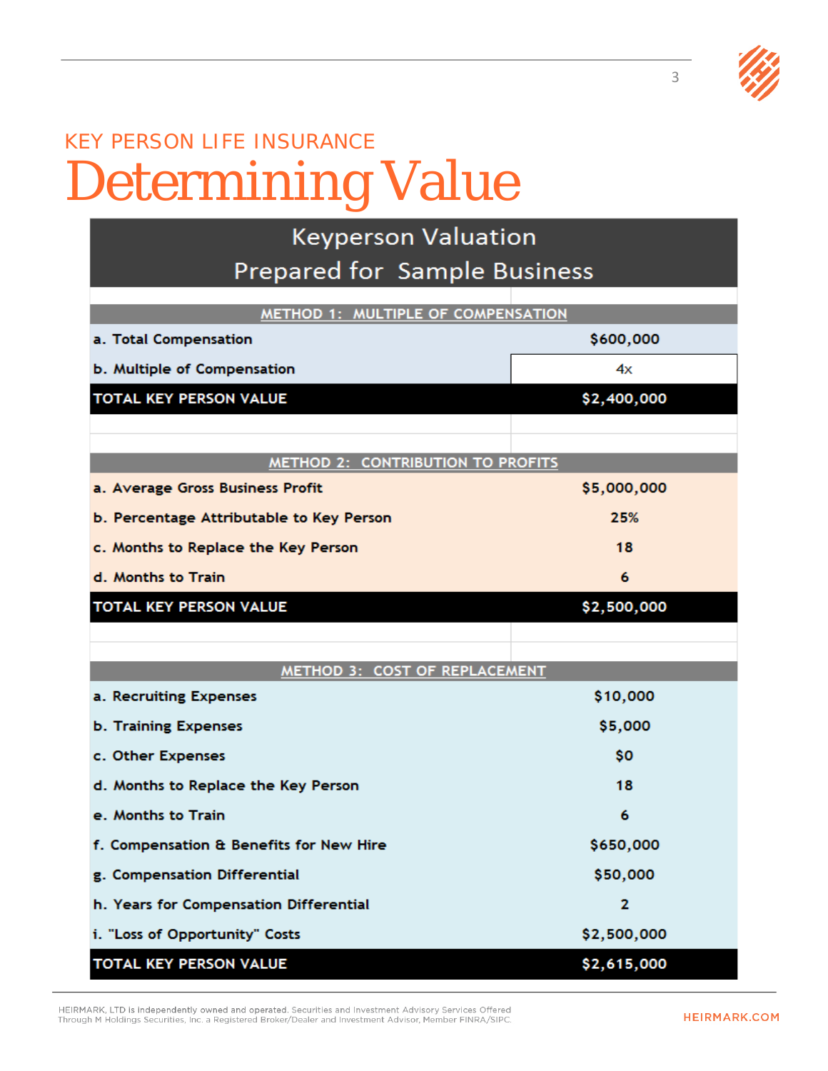KEY PERSON LIFE INSURANCE

# Determining Value

| Keyperson Valuation<br>Prepared for Sample Business | |
|---|---|
| **METHOD 1: MULTIPLE OF COMPENSATION** | |
| a. Total Compensation | $600,000 |
| b. Multiple of Compensation | 4x |
| **TOTAL KEY PERSON VALUE** | **$2,400,000** |
| **METHOD 2: CONTRIBUTION TO PROFITS** | |
| a. Average Gross Business Profit | $5,000,000 |
| b. Percentage Attributable to Key Person | 25% |
| c. Months to Replace the Key Person | 18 |
| d. Months to Train | 6 |
| **TOTAL KEY PERSON VALUE** | **$2,500,000** |
| **METHOD 3: COST OF REPLACEMENT** | |
| a. Recruiting Expenses | $10,000 |
| b. Training Expenses | $5,000 |
| c. Other Expenses | $0 |
| d. Months to Replace the Key Person | 18 |
| e. Months to Train | 6 |
| f. Compensation & Benefits for New Hire | $650,000 |
| g. Compensation Differential | $50,000 |
| h. Years for Compensation Differential | 2 |
| i. "Loss of Opportunity" Costs | $2,500,000 |
| **TOTAL KEY PERSON VALUE** | **$2,615,000** |

HEIRMARK, LTD is independently owned and operated. Securities and Investment Advisory Services Offered Through M Holdings Securities, Inc. a Registered Broker/Dealer and Investment Advisor, Member FINRA/SIPC.

HEIRMARK.COM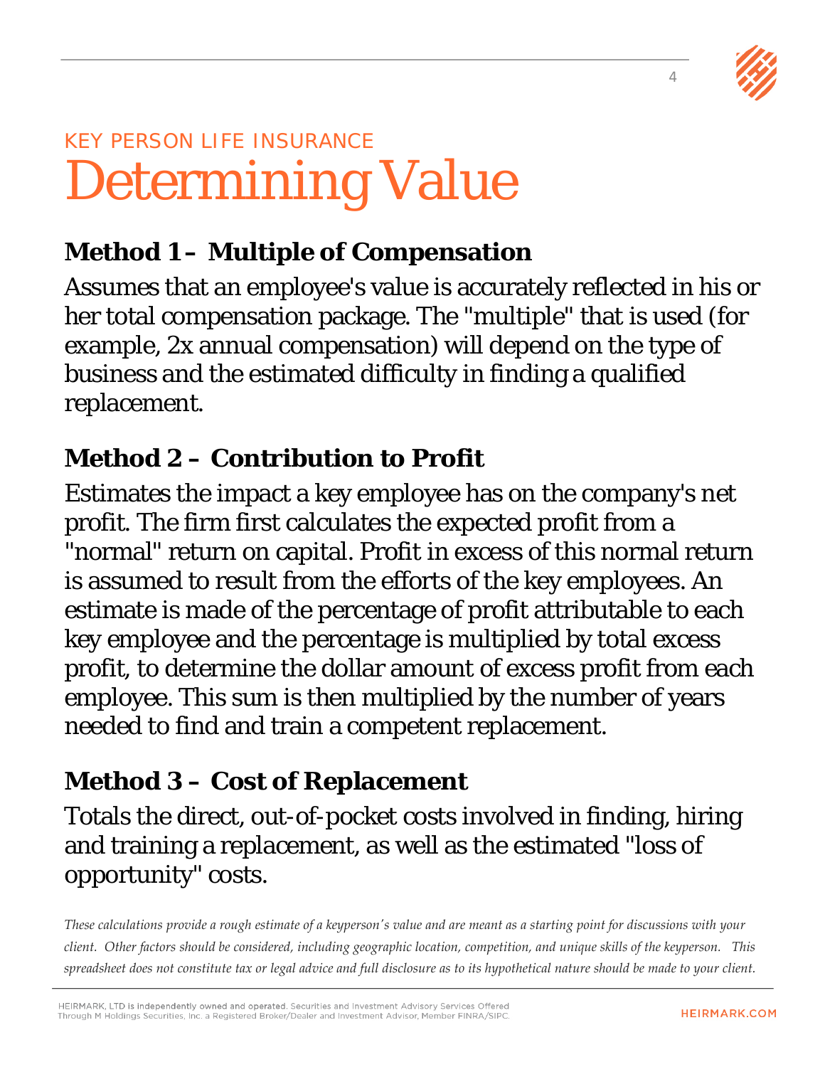KEY PERSON LIFE INSURANCE

# Determining Value

## Method 1 – Multiple of Compensation

Assumes that an employee's value is accurately reflected in his or her total compensation package. The "multiple" that is used (for example, 2x annual compensation) will depend on the type of business and the estimated difficulty in finding a qualified replacement.

## Method 2 – Contribution to Profit

Estimates the impact a key employee has on the company's net profit. The firm first calculates the expected profit from a "normal" return on capital. Profit in excess of this normal return is assumed to result from the efforts of the key employees. An estimate is made of the percentage of profit attributable to each key employee and the percentage is multiplied by total excess profit, to determine the dollar amount of excess profit from each employee. This sum is then multiplied by the number of years needed to find and train a competent replacement.

## Method 3 – Cost of Replacement

Totals the direct, out-of-pocket costs involved in finding, hiring and training a replacement, as well as the estimated "loss of opportunity" costs.

*These calculations provide a rough estimate of a keyperson's value and are meant as a starting point for discussions with your client. Other factors should be considered, including geographic location, competition, and unique skills of the keyperson. This spreadsheet does not constitute tax or legal advice and full disclosure as to its hypothetical nature should be made to your client.*

HEIRMARK, LTD is independently owned and operated. Securities and Investment Advisory Services Offered Through M Holdings Securities, Inc. a Registered Broker/Dealer and Investment Advisor, Member FINRA/SIPC.

HEIRMARK.COM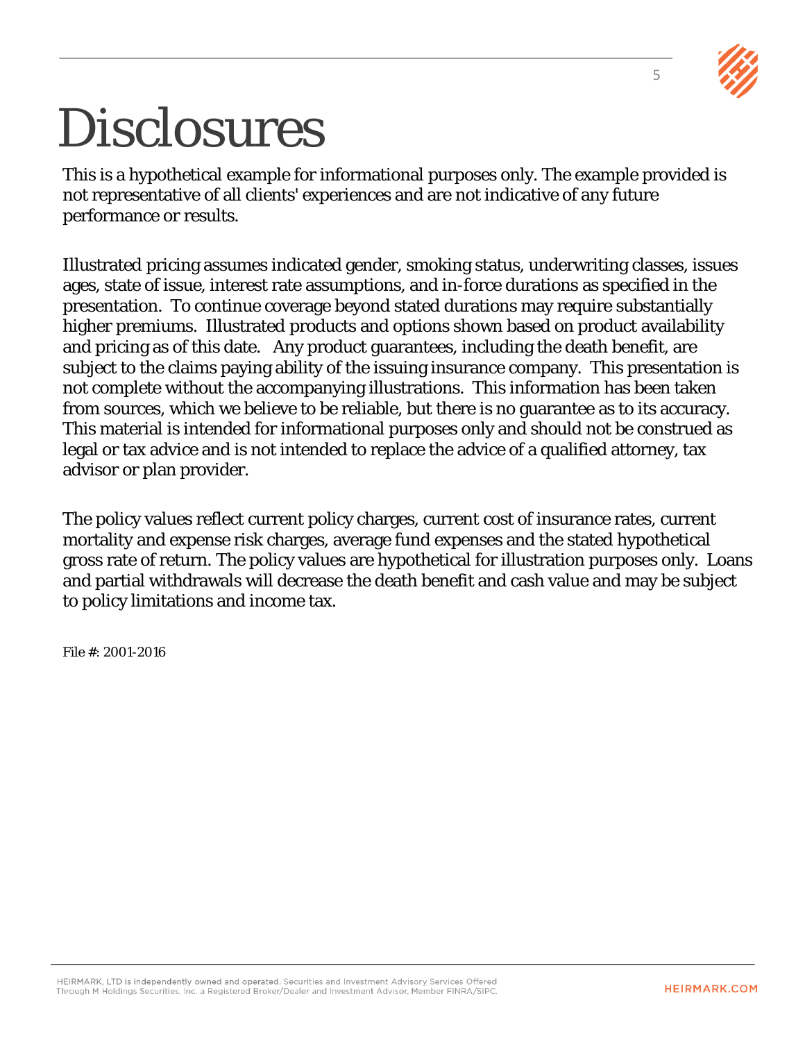# Disclosures

This is a hypothetical example for informational purposes only. The example provided is not representative of all clients' experiences and are not indicative of any future performance or results.

Illustrated pricing assumes indicated gender, smoking status, underwriting classes, issues ages, state of issue, interest rate assumptions, and in-force durations as specified in the presentation. To continue coverage beyond stated durations may require substantially higher premiums. Illustrated products and options shown based on product availability and pricing as of this date. Any product guarantees, including the death benefit, are subject to the claims paying ability of the issuing insurance company. This presentation is not complete without the accompanying illustrations. This information has been taken from sources, which we believe to be reliable, but there is no guarantee as to its accuracy. This material is intended for informational purposes only and should not be construed as legal or tax advice and is not intended to replace the advice of a qualified attorney, tax advisor or plan provider.

The policy values reflect current policy charges, current cost of insurance rates, current mortality and expense risk charges, average fund expenses and the stated hypothetical gross rate of return. The policy values are hypothetical for illustration purposes only. Loans and partial withdrawals will decrease the death benefit and cash value and may be subject to policy limitations and income tax.

File #: 2001-2016

HEIRMARK, LTD is independently owned and operated. Securities and Investment Advisory Services Offered Through M Holdings Securities, Inc. a Registered Broker/Dealer and Investment Advisor, Member FINRA/SIPC.

HEIRMARK.COM